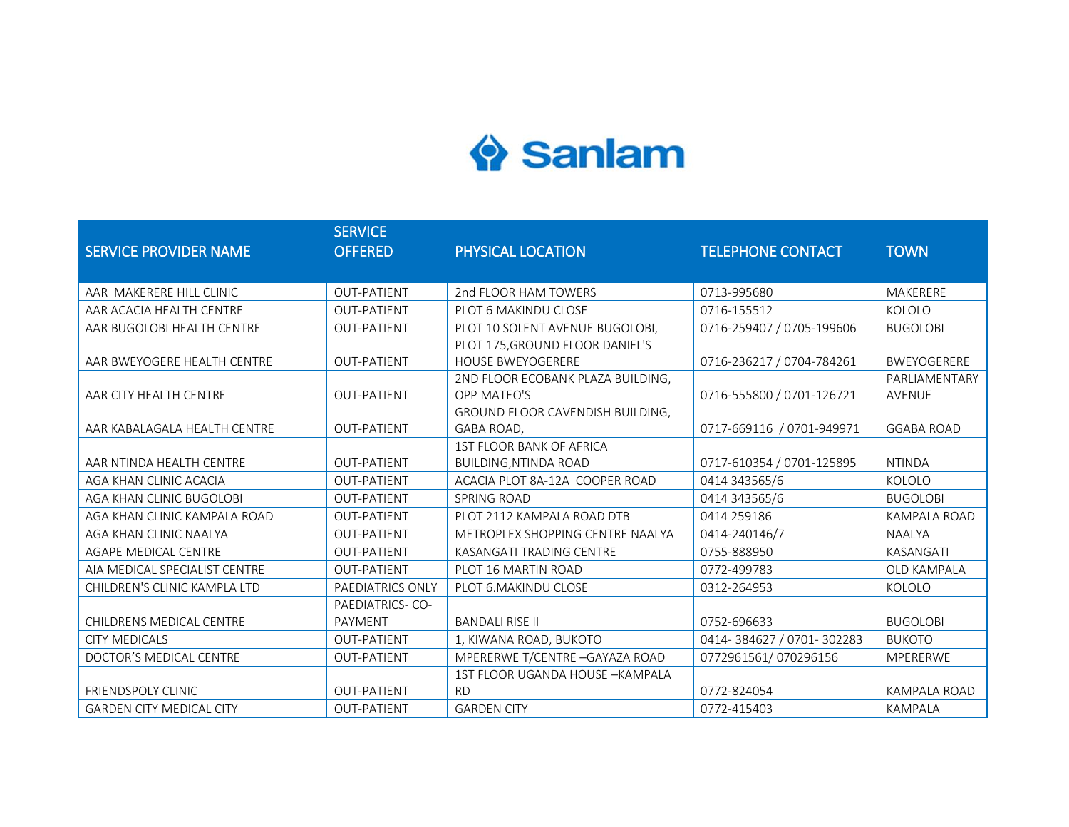Sanlam

| SERVICE PROVIDER NAME | SERVICE OFFERED | PHYSICAL LOCATION | TELEPHONE CONTACT | TOWN |
|---|---|---|---|---|
| AAR MAKERERE HILL CLINIC | OUT-PATIENT | 2nd FLOOR HAM TOWERS | 0713-995680 | MAKERERE |
| AAR ACACIA HEALTH CENTRE | OUT-PATIENT | PLOT 6 MAKINDU CLOSE | 0716-155512 | KOLOLO |
| AAR BUGOLOBI HEALTH CENTRE | OUT-PATIENT | PLOT 10 SOLENT AVENUE BUGOLOBI, | 0716-259407 / 0705-199606 | BUGOLOBI |
| AAR BWEYOGERE HEALTH CENTRE | OUT-PATIENT | PLOT 175,GROUND FLOOR DANIEL'S HOUSE BWEYOGERERE | 0716-236217 / 0704-784261 | BWEYOGERERE |
| AAR CITY HEALTH CENTRE | OUT-PATIENT | 2ND FLOOR ECOBANK PLAZA BUILDING, OPP MATEO'S | 0716-555800 / 0701-126721 | PARLIAMENTARY AVENUE |
| AAR KABALAGALA HEALTH CENTRE | OUT-PATIENT | GROUND FLOOR CAVENDISH BUILDING, GABA ROAD, | 0717-669116 / 0701-949971 | GGABA ROAD |
| AAR NTINDA HEALTH CENTRE | OUT-PATIENT | 1ST FLOOR BANK OF AFRICA BUILDING,NTINDA ROAD | 0717-610354 / 0701-125895 | NTINDA |
| AGA KHAN CLINIC ACACIA | OUT-PATIENT | ACACIA PLOT 8A-12A COOPER ROAD | 0414 343565/6 | KOLOLO |
| AGA KHAN CLINIC BUGOLOBI | OUT-PATIENT | SPRING ROAD | 0414 343565/6 | BUGOLOBI |
| AGA KHAN CLINIC KAMPALA ROAD | OUT-PATIENT | PLOT 2112 KAMPALA ROAD DTB | 0414 259186 | KAMPALA ROAD |
| AGA KHAN CLINIC NAALYA | OUT-PATIENT | METROPLEX SHOPPING CENTRE NAALYA | 0414-240146/7 | NAALYA |
| AGAPE MEDICAL CENTRE | OUT-PATIENT | KASANGATI TRADING CENTRE | 0755-888950 | KASANGATI |
| AIA MEDICAL SPECIALIST CENTRE | OUT-PATIENT | PLOT 16 MARTIN ROAD | 0772-499783 | OLD KAMPALA |
| CHILDREN'S CLINIC KAMPLA LTD | PAEDIATRICS ONLY | PLOT 6.MAKINDU CLOSE | 0312-264953 | KOLOLO |
| CHILDRENS MEDICAL CENTRE | PAEDIATRICS- CO-PAYMENT | BANDALI RISE II | 0752-696633 | BUGOLOBI |
| CITY MEDICALS | OUT-PATIENT | 1, KIWANA ROAD, BUKOTO | 0414- 384627 / 0701- 302283 | BUKOTO |
| DOCTOR'S MEDICAL CENTRE | OUT-PATIENT | MPERERWE T/CENTRE –GAYAZA ROAD | 0772961561/ 070296156 | MPERERWE |
| FRIENDSPOLY CLINIC | OUT-PATIENT | 1ST FLOOR UGANDA HOUSE –KAMPALA RD | 0772-824054 | KAMPALA ROAD |
| GARDEN CITY MEDICAL CITY | OUT-PATIENT | GARDEN CITY | 0772-415403 | KAMPALA |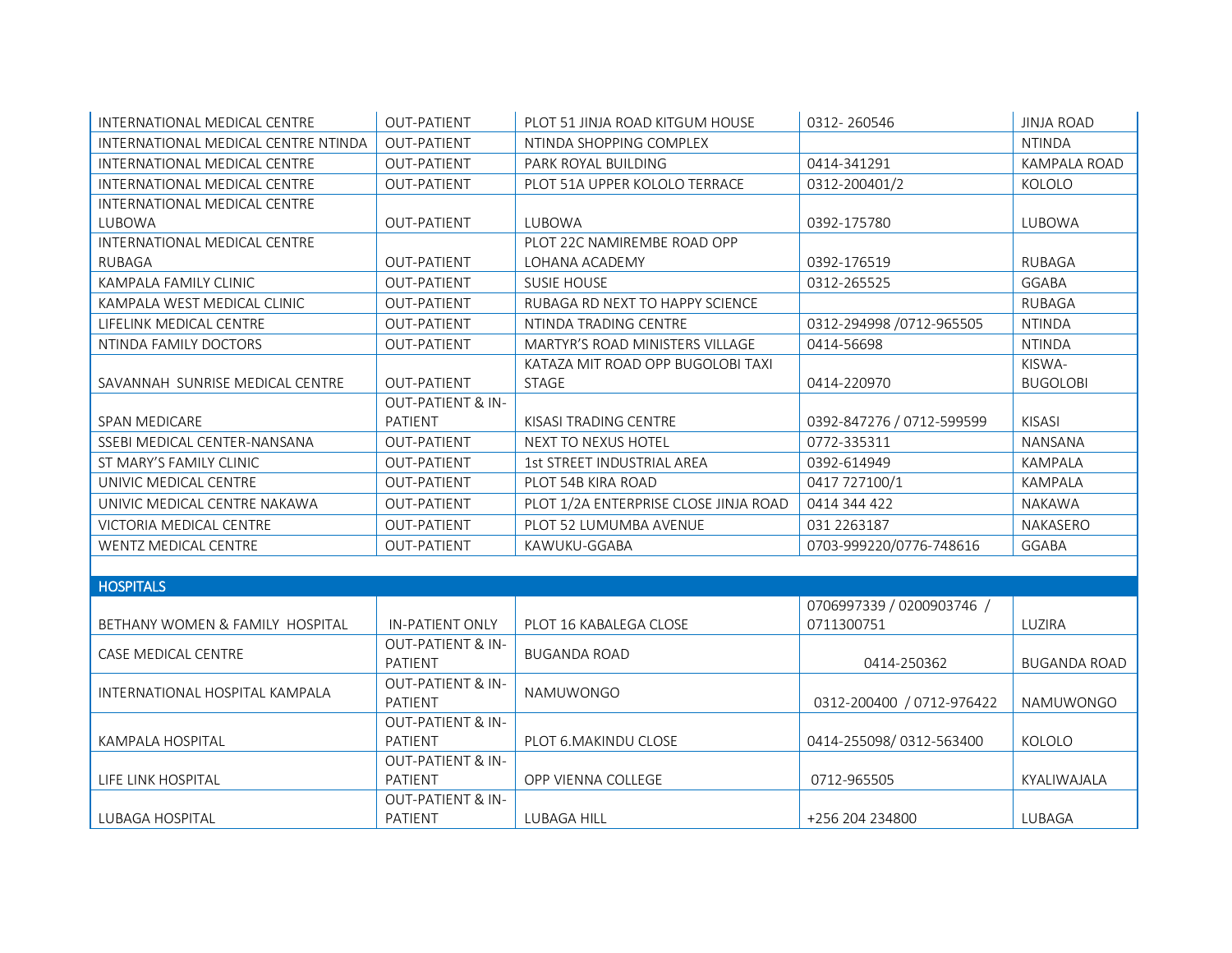| | | | | |
|---|---|---|---|---|
| INTERNATIONAL MEDICAL CENTRE | OUT-PATIENT | PLOT 51 JINJA ROAD KITGUM HOUSE | 0312- 260546 | JINJA ROAD |
| INTERNATIONAL MEDICAL CENTRE NTINDA | OUT-PATIENT | NTINDA SHOPPING COMPLEX | | NTINDA |
| INTERNATIONAL MEDICAL CENTRE | OUT-PATIENT | PARK ROYAL BUILDING | 0414-341291 | KAMPALA ROAD |
| INTERNATIONAL MEDICAL CENTRE | OUT-PATIENT | PLOT 51A UPPER KOLOLO TERRACE | 0312-200401/2 | KOLOLO |
| INTERNATIONAL MEDICAL CENTRE LUBOWA | OUT-PATIENT | LUBOWA | 0392-175780 | LUBOWA |
| INTERNATIONAL MEDICAL CENTRE RUBAGA | OUT-PATIENT | PLOT 22C NAMIREMBE ROAD OPP LOHANA ACADEMY | 0392-176519 | RUBAGA |
| KAMPALA FAMILY CLINIC | OUT-PATIENT | SUSIE HOUSE | 0312-265525 | GGABA |
| KAMPALA WEST MEDICAL CLINIC | OUT-PATIENT | RUBAGA RD NEXT TO HAPPY SCIENCE | | RUBAGA |
| LIFELINK MEDICAL CENTRE | OUT-PATIENT | NTINDA TRADING CENTRE | 0312-294998 /0712-965505 | NTINDA |
| NTINDA FAMILY DOCTORS | OUT-PATIENT | MARTYR'S ROAD MINISTERS VILLAGE | 0414-56698 | NTINDA |
| SAVANNAH SUNRISE MEDICAL CENTRE | OUT-PATIENT | KATAZA MIT ROAD OPP BUGOLOBI TAXI STAGE | 0414-220970 | KISWA-BUGOLOBI |
| SPAN MEDICARE | OUT-PATIENT & IN-PATIENT | KISASI TRADING CENTRE | 0392-847276 / 0712-599599 | KISASI |
| SSEBI MEDICAL CENTER-NANSANA | OUT-PATIENT | NEXT TO NEXUS HOTEL | 0772-335311 | NANSANA |
| ST MARY'S FAMILY CLINIC | OUT-PATIENT | 1st STREET INDUSTRIAL AREA | 0392-614949 | KAMPALA |
| UNIVIC MEDICAL CENTRE | OUT-PATIENT | PLOT 54B KIRA ROAD | 0417 727100/1 | KAMPALA |
| UNIVIC MEDICAL CENTRE NAKAWA | OUT-PATIENT | PLOT 1/2A ENTERPRISE CLOSE JINJA ROAD | 0414 344 422 | NAKAWA |
| VICTORIA MEDICAL CENTRE | OUT-PATIENT | PLOT 52 LUMUMBA AVENUE | 031 2263187 | NAKASERO |
| WENTZ MEDICAL CENTRE | OUT-PATIENT | KAWUKU-GGABA | 0703-999220/0776-748616 | GGABA |
| | | | | |
| **HOSPITALS** | | | | |
| BETHANY WOMEN & FAMILY HOSPITAL | IN-PATIENT ONLY | PLOT 16 KABALEGA CLOSE | 0706997339 / 0200903746 / 0711300751 | LUZIRA |
| CASE MEDICAL CENTRE | OUT-PATIENT & IN-PATIENT | BUGANDA ROAD | 0414-250362 | BUGANDA ROAD |
| INTERNATIONAL HOSPITAL KAMPALA | OUT-PATIENT & IN-PATIENT | NAMUWONGO | 0312-200400 / 0712-976422 | NAMUWONGO |
| KAMPALA HOSPITAL | OUT-PATIENT & IN-PATIENT | PLOT 6.MAKINDU CLOSE | 0414-255098/ 0312-563400 | KOLOLO |
| LIFE LINK HOSPITAL | OUT-PATIENT & IN-PATIENT | OPP VIENNA COLLEGE | 0712-965505 | KYALIWAJALA |
| LUBAGA HOSPITAL | OUT-PATIENT & IN-PATIENT | LUBAGA HILL | +256 204 234800 | LUBAGA |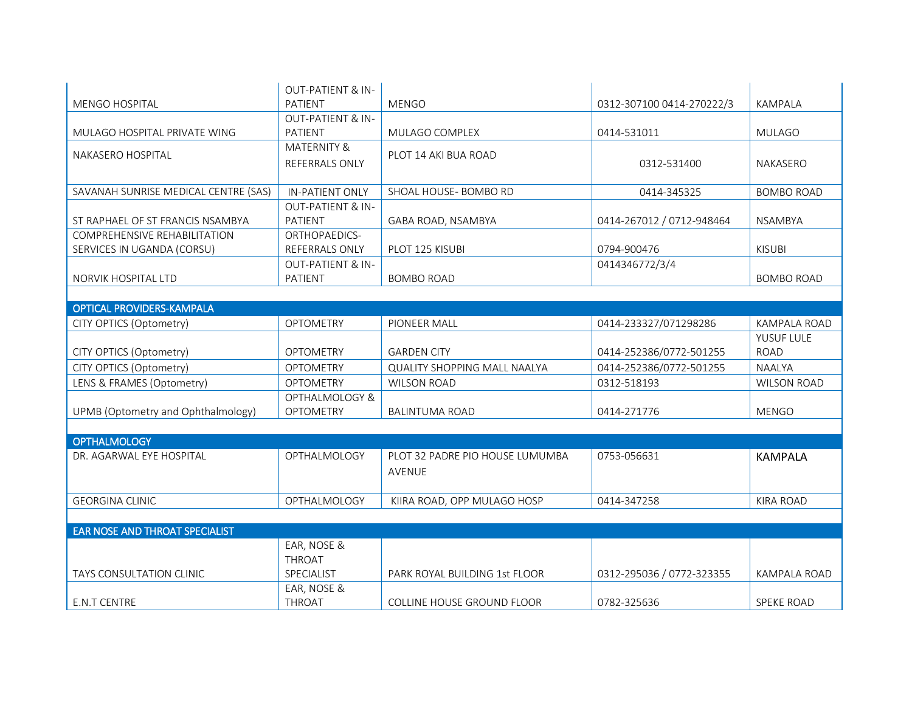| | | | | |
|---|---|---|---|---|
| MENGO HOSPITAL | OUT-PATIENT & IN-PATIENT | MENGO | 0312-307100 0414-270222/3 | KAMPALA |
| MULAGO HOSPITAL PRIVATE WING | OUT-PATIENT & IN-PATIENT | MULAGO COMPLEX | 0414-531011 | MULAGO |
| NAKASERO HOSPITAL | MATERNITY & REFERRALS ONLY | PLOT 14 AKI BUA ROAD | 0312-531400 | NAKASERO |
| SAVANAH SUNRISE MEDICAL CENTRE (SAS) | IN-PATIENT ONLY | SHOAL HOUSE- BOMBO RD | 0414-345325 | BOMBO ROAD |
| ST RAPHAEL OF ST FRANCIS NSAMBYA | OUT-PATIENT & IN-PATIENT | GABA ROAD, NSAMBYA | 0414-267012 / 0712-948464 | NSAMBYA |
| COMPREHENSIVE REHABILITATION SERVICES IN UGANDA (CORSU) | ORTHOPAEDICS-REFERRALS ONLY | PLOT 125 KISUBI | 0794-900476 | KISUBI |
| NORVIK HOSPITAL LTD | OUT-PATIENT & IN-PATIENT | BOMBO ROAD | 0414346772/3/4 | BOMBO ROAD |
| | | | | |
| **OPTICAL PROVIDERS-KAMPALA** | | | | |
| CITY OPTICS (Optometry) | OPTOMETRY | PIONEER MALL | 0414-233327/071298286 | KAMPALA ROAD |
| CITY OPTICS (Optometry) | OPTOMETRY | GARDEN CITY | 0414-252386/0772-501255 | YUSUF LULE ROAD |
| CITY OPTICS (Optometry) | OPTOMETRY | QUALITY SHOPPING MALL NAALYA | 0414-252386/0772-501255 | NAALYA |
| LENS & FRAMES (Optometry) | OPTOMETRY | WILSON ROAD | 0312-518193 | WILSON ROAD |
| UPMB (Optometry and Ophthalmology) | OPTHALMOLOGY & OPTOMETRY | BALINTUMA ROAD | 0414-271776 | MENGO |
| | | | | |
| **OPTHALMOLOGY** | | | | |
| DR. AGARWAL EYE HOSPITAL | OPTHALMOLOGY | PLOT 32 PADRE PIO HOUSE LUMUMBA AVENUE | 0753-056631 | KAMPALA |
| GEORGINA CLINIC | OPTHALMOLOGY | KIIRA ROAD, OPP MULAGO HOSP | 0414-347258 | KIRA ROAD |
| | | | | |
| **EAR NOSE AND THROAT SPECIALIST** | | | | |
| TAYS CONSULTATION CLINIC | EAR, NOSE & THROAT SPECIALIST | PARK ROYAL BUILDING 1st FLOOR | 0312-295036 / 0772-323355 | KAMPALA ROAD |
| E.N.T CENTRE | EAR, NOSE & THROAT | COLLINE HOUSE GROUND FLOOR | 0782-325636 | SPEKE ROAD |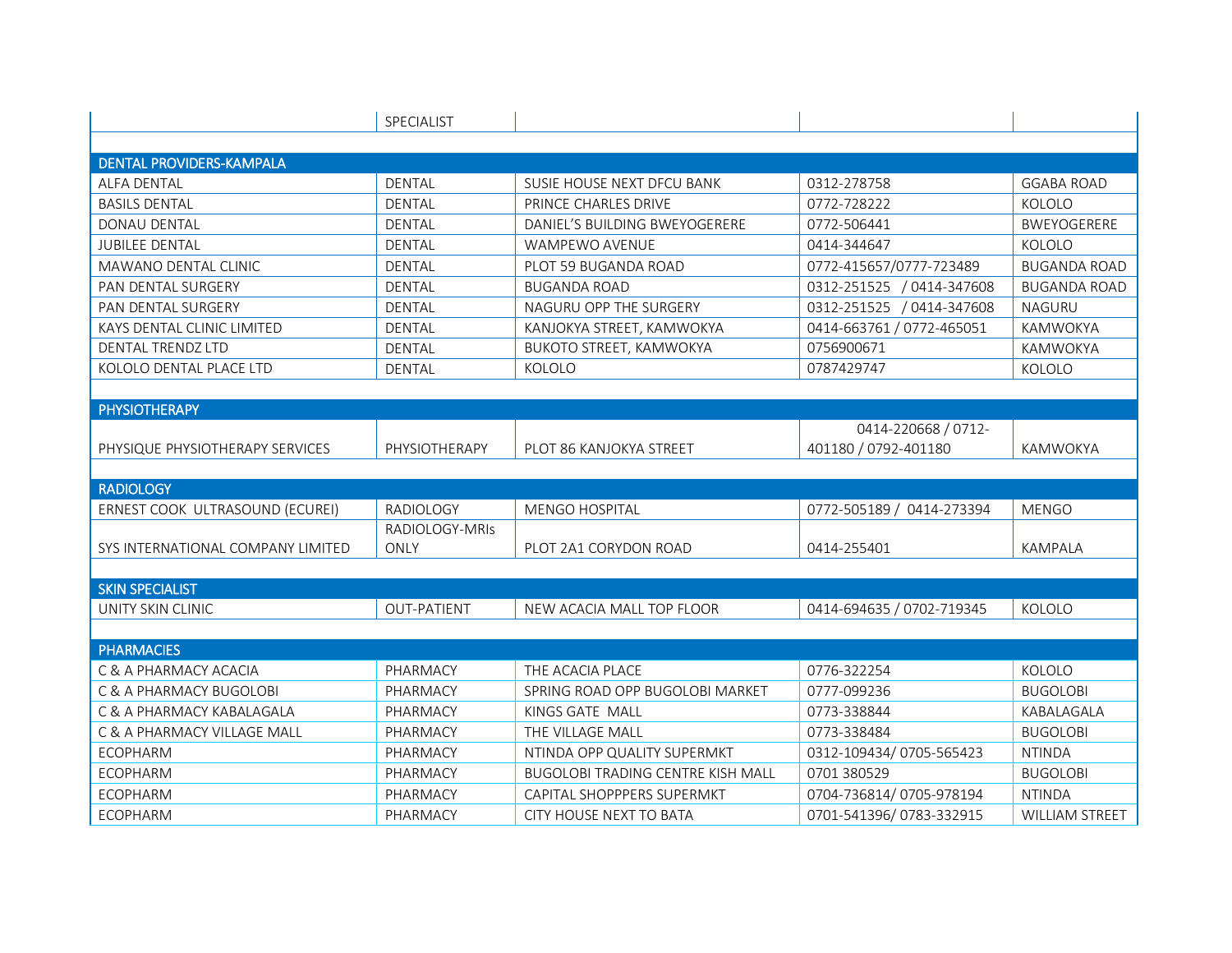| | SPECIALIST | | | |
|---|---|---|---|---|
| **DENTAL PROVIDERS-KAMPALA** | | | | |
| ALFA DENTAL | DENTAL | SUSIE HOUSE NEXT DFCU BANK | 0312-278758 | GGABA ROAD |
| BASILS DENTAL | DENTAL | PRINCE CHARLES DRIVE | 0772-728222 | KOLOLO |
| DONAU DENTAL | DENTAL | DANIEL'S BUILDING BWEYOGERERE | 0772-506441 | BWEYOGERERE |
| JUBILEE DENTAL | DENTAL | WAMPEWO AVENUE | 0414-344647 | KOLOLO |
| MAWANO DENTAL CLINIC | DENTAL | PLOT 59 BUGANDA ROAD | 0772-415657/0777-723489 | BUGANDA ROAD |
| PAN DENTAL SURGERY | DENTAL | BUGANDA ROAD | 0312-251525 / 0414-347608 | BUGANDA ROAD |
| PAN DENTAL SURGERY | DENTAL | NAGURU OPP THE SURGERY | 0312-251525 / 0414-347608 | NAGURU |
| KAYS DENTAL CLINIC LIMITED | DENTAL | KANJOKYA STREET, KAMWOKYA | 0414-663761 / 0772-465051 | KAMWOKYA |
| DENTAL TRENDZ LTD | DENTAL | BUKOTO STREET, KAMWOKYA | 0756900671 | KAMWOKYA |
| KOLOLO DENTAL PLACE LTD | DENTAL | KOLOLO | 0787429747 | KOLOLO |
| **PHYSIOTHERAPY** | | | | |
| PHYSIQUE PHYSIOTHERAPY SERVICES | PHYSIOTHERAPY | PLOT 86 KANJOKYA STREET | 0414-220668 / 0712-401180 / 0792-401180 | KAMWOKYA |
| **RADIOLOGY** | | | | |
| ERNEST COOK ULTRASOUND (ECUREI) | RADIOLOGY | MENGO HOSPITAL | 0772-505189 / 0414-273394 | MENGO |
| SYS INTERNATIONAL COMPANY LIMITED | RADIOLOGY-MRIs ONLY | PLOT 2A1 CORYDON ROAD | 0414-255401 | KAMPALA |
| **SKIN SPECIALIST** | | | | |
| UNITY SKIN CLINIC | OUT-PATIENT | NEW ACACIA MALL TOP FLOOR | 0414-694635 / 0702-719345 | KOLOLO |
| **PHARMACIES** | | | | |
| C & A PHARMACY ACACIA | PHARMACY | THE ACACIA PLACE | 0776-322254 | KOLOLO |
| C & A PHARMACY BUGOLOBI | PHARMACY | SPRING ROAD OPP BUGOLOBI MARKET | 0777-099236 | BUGOLOBI |
| C & A PHARMACY KABALAGALA | PHARMACY | KINGS GATE MALL | 0773-338844 | KABALAGALA |
| C & A PHARMACY VILLAGE MALL | PHARMACY | THE VILLAGE MALL | 0773-338484 | BUGOLOBI |
| ECOPHARM | PHARMACY | NTINDA OPP QUALITY SUPERMKT | 0312-109434/ 0705-565423 | NTINDA |
| ECOPHARM | PHARMACY | BUGOLOBI TRADING CENTRE KISH MALL | 0701 380529 | BUGOLOBI |
| ECOPHARM | PHARMACY | CAPITAL SHOPPPERS SUPERMKT | 0704-736814/ 0705-978194 | NTINDA |
| ECOPHARM | PHARMACY | CITY HOUSE NEXT TO BATA | 0701-541396/ 0783-332915 | WILLIAM STREET |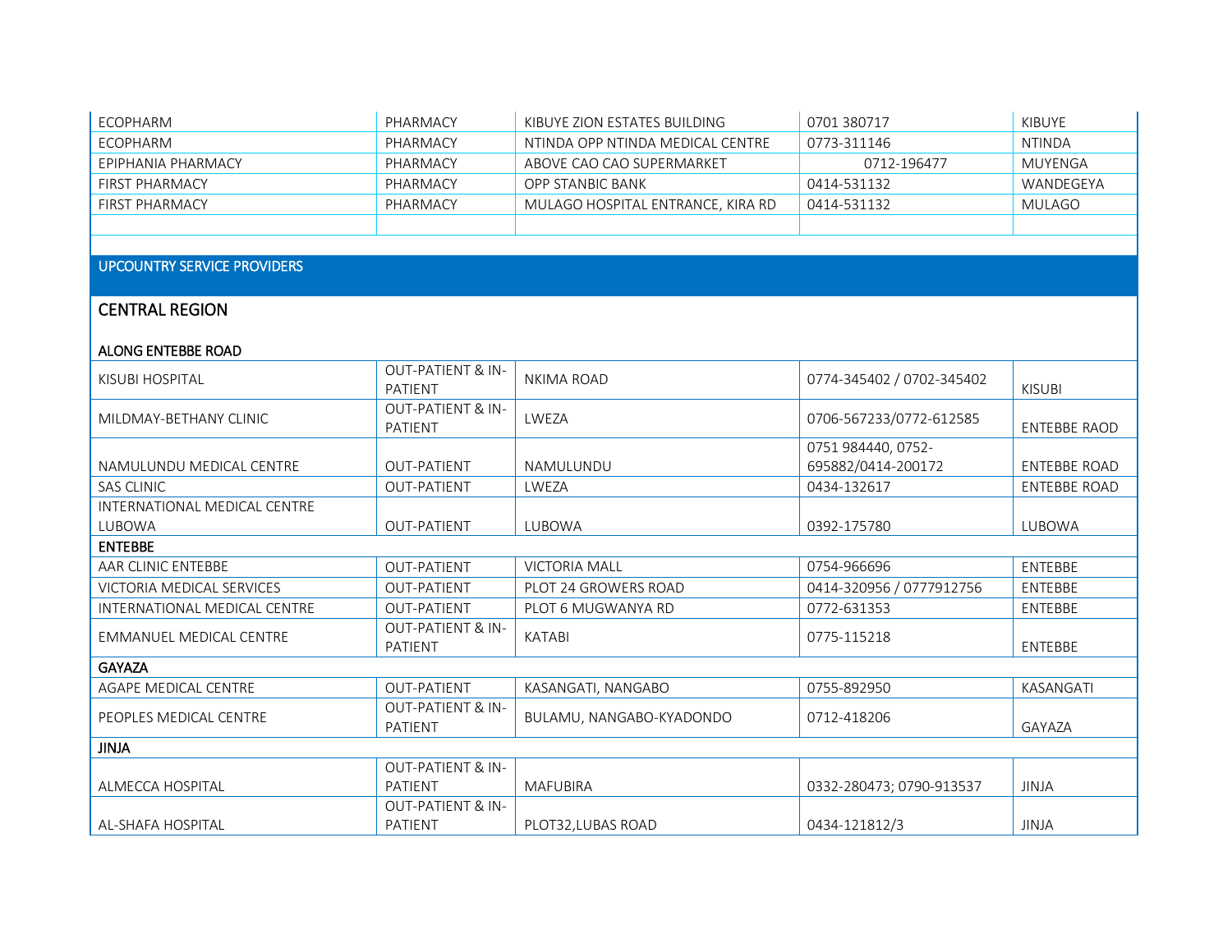| | | | | |
|---|---|---|---|---|
| ECOPHARM | PHARMACY | KIBUYE ZION ESTATES BUILDING | 0701 380717 | KIBUYE |
| ECOPHARM | PHARMACY | NTINDA OPP NTINDA MEDICAL CENTRE | 0773-311146 | NTINDA |
| EPIPHANIA PHARMACY | PHARMACY | ABOVE CAO CAO SUPERMARKET | 0712-196477 | MUYENGA |
| FIRST PHARMACY | PHARMACY | OPP STANBIC BANK | 0414-531132 | WANDEGEYA |
| FIRST PHARMACY | PHARMACY | MULAGO HOSPITAL ENTRANCE, KIRA RD | 0414-531132 | MULAGO |
| | | | | |

## UPCOUNTRY SERVICE PROVIDERS

## CENTRAL REGION

### ALONG ENTEBBE ROAD

| | | | | |
|---|---|---|---|---|
| KISUBI HOSPITAL | OUT-PATIENT & IN-PATIENT | NKIMA ROAD | 0774-345402 / 0702-345402 | KISUBI |
| MILDMAY-BETHANY CLINIC | OUT-PATIENT & IN-PATIENT | LWEZA | 0706-567233/0772-612585 | ENTEBBE RAOD |
| NAMULUNDU MEDICAL CENTRE | OUT-PATIENT | NAMULUNDU | 0751 984440, 0752-695882/0414-200172 | ENTEBBE ROAD |
| SAS CLINIC | OUT-PATIENT | LWEZA | 0434-132617 | ENTEBBE ROAD |
| INTERNATIONAL MEDICAL CENTRE LUBOWA | OUT-PATIENT | LUBOWA | 0392-175780 | LUBOWA |
| **ENTEBBE** | | | | |
| AAR CLINIC ENTEBBE | OUT-PATIENT | VICTORIA MALL | 0754-966696 | ENTEBBE |
| VICTORIA MEDICAL SERVICES | OUT-PATIENT | PLOT 24 GROWERS ROAD | 0414-320956 / 0777912756 | ENTEBBE |
| INTERNATIONAL MEDICAL CENTRE | OUT-PATIENT | PLOT 6 MUGWANYA RD | 0772-631353 | ENTEBBE |
| EMMANUEL MEDICAL CENTRE | OUT-PATIENT & IN-PATIENT | KATABI | 0775-115218 | ENTEBBE |
| **GAYAZA** | | | | |
| AGAPE MEDICAL CENTRE | OUT-PATIENT | KASANGATI, NANGABO | 0755-892950 | KASANGATI |
| PEOPLES MEDICAL CENTRE | OUT-PATIENT & IN-PATIENT | BULAMU, NANGABO-KYADONDO | 0712-418206 | GAYAZA |
| **JINJA** | | | | |
| ALMECCA HOSPITAL | OUT-PATIENT & IN-PATIENT | MAFUBIRA | 0332-280473; 0790-913537 | JINJA |
| AL-SHAFA HOSPITAL | OUT-PATIENT & IN-PATIENT | PLOT32,LUBAS ROAD | 0434-121812/3 | JINJA |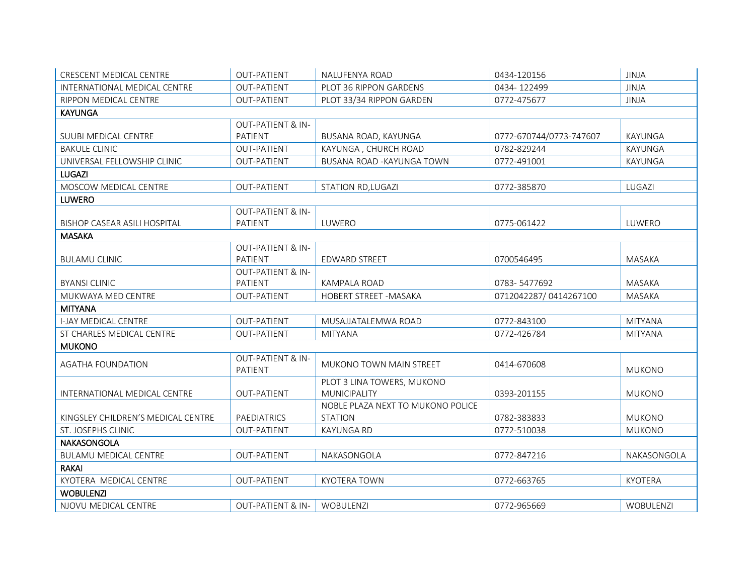| | | | | |
|---|---|---|---|---|
| CRESCENT MEDICAL CENTRE | OUT-PATIENT | NALUFENYA ROAD | 0434-120156 | JINJA |
| INTERNATIONAL MEDICAL CENTRE | OUT-PATIENT | PLOT 36 RIPPON GARDENS | 0434- 122499 | JINJA |
| RIPPON MEDICAL CENTRE | OUT-PATIENT | PLOT 33/34 RIPPON GARDEN | 0772-475677 | JINJA |
| **KAYUNGA** | | | | |
| SUUBI MEDICAL CENTRE | OUT-PATIENT & IN-PATIENT | BUSANA ROAD, KAYUNGA | 0772-670744/0773-747607 | KAYUNGA |
| BAKULE CLINIC | OUT-PATIENT | KAYUNGA , CHURCH ROAD | 0782-829244 | KAYUNGA |
| UNIVERSAL FELLOWSHIP CLINIC | OUT-PATIENT | BUSANA ROAD -KAYUNGA TOWN | 0772-491001 | KAYUNGA |
| **LUGAZI** | | | | |
| MOSCOW MEDICAL CENTRE | OUT-PATIENT | STATION RD,LUGAZI | 0772-385870 | LUGAZI |
| **LUWERO** | | | | |
| BISHOP CASEAR ASILI HOSPITAL | OUT-PATIENT & IN-PATIENT | LUWERO | 0775-061422 | LUWERO |
| **MASAKA** | | | | |
| BULAMU CLINIC | OUT-PATIENT & IN-PATIENT | EDWARD STREET | 0700546495 | MASAKA |
| BYANSI CLINIC | OUT-PATIENT & IN-PATIENT | KAMPALA ROAD | 0783- 5477692 | MASAKA |
| MUKWAYA MED CENTRE | OUT-PATIENT | HOBERT STREET -MASAKA | 0712042287/ 0414267100 | MASAKA |
| **MITYANA** | | | | |
| I-JAY MEDICAL CENTRE | OUT-PATIENT | MUSAJJATALEMWA ROAD | 0772-843100 | MITYANA |
| ST CHARLES MEDICAL CENTRE | OUT-PATIENT | MITYANA | 0772-426784 | MITYANA |
| **MUKONO** | | | | |
| AGATHA FOUNDATION | OUT-PATIENT & IN-PATIENT | MUKONO TOWN MAIN STREET | 0414-670608 | MUKONO |
| INTERNATIONAL MEDICAL CENTRE | OUT-PATIENT | PLOT 3 LINA TOWERS, MUKONO MUNICIPALITY | 0393-201155 | MUKONO |
| KINGSLEY CHILDREN'S MEDICAL CENTRE | PAEDIATRICS | NOBLE PLAZA NEXT TO MUKONO POLICE STATION | 0782-383833 | MUKONO |
| ST. JOSEPHS CLINIC | OUT-PATIENT | KAYUNGA RD | 0772-510038 | MUKONO |
| **NAKASONGOLA** | | | | |
| BULAMU MEDICAL CENTRE | OUT-PATIENT | NAKASONGOLA | 0772-847216 | NAKASONGOLA |
| **RAKAI** | | | | |
| KYOTERA MEDICAL CENTRE | OUT-PATIENT | KYOTERA TOWN | 0772-663765 | KYOTERA |
| **WOBULENZI** | | | | |
| NJOVU MEDICAL CENTRE | OUT-PATIENT & IN- | WOBULENZI | 0772-965669 | WOBULENZI |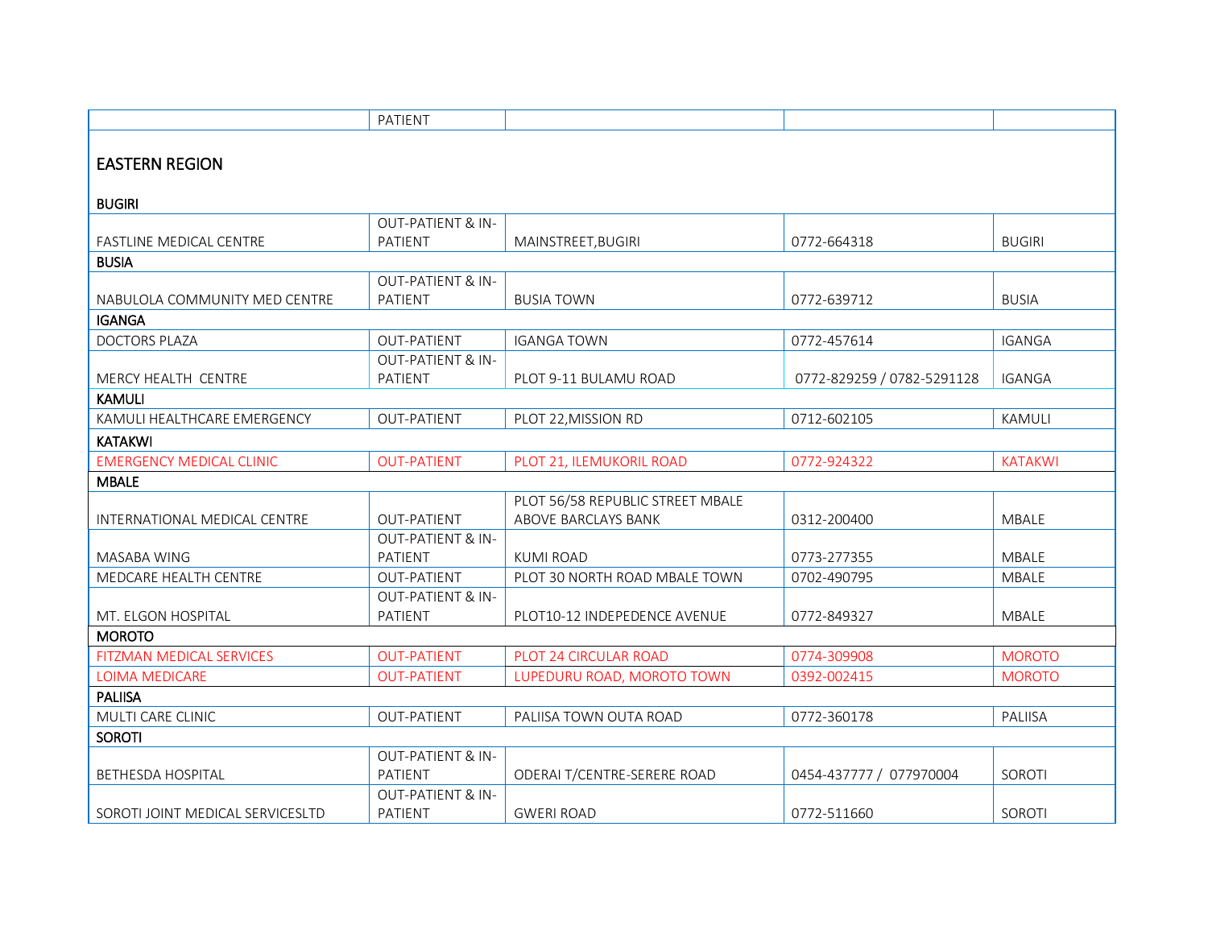| | PATIENT | | | |
|---|---|---|---|---|

## EASTERN REGION

| | | | | |
|---|---|---|---|---|
| **BUGIRI** | | | | |
| FASTLINE MEDICAL CENTRE | OUT-PATIENT & IN-PATIENT | MAINSTREET,BUGIRI | 0772-664318 | BUGIRI |
| **BUSIA** | | | | |
| NABULOLA COMMUNITY MED CENTRE | OUT-PATIENT & IN-PATIENT | BUSIA TOWN | 0772-639712 | BUSIA |
| **IGANGA** | | | | |
| DOCTORS PLAZA | OUT-PATIENT | IGANGA TOWN | 0772-457614 | IGANGA |
| MERCY HEALTH CENTRE | OUT-PATIENT & IN-PATIENT | PLOT 9-11 BULAMU ROAD | 0772-829259 / 0782-5291128 | IGANGA |
| **KAMULI** | | | | |
| KAMULI HEALTHCARE EMERGENCY | OUT-PATIENT | PLOT 22,MISSION RD | 0712-602105 | KAMULI |
| **KATAKWI** | | | | |
| EMERGENCY MEDICAL CLINIC | OUT-PATIENT | PLOT 21, ILEMUKORIL ROAD | 0772-924322 | KATAKWI |
| **MBALE** | | | | |
| INTERNATIONAL MEDICAL CENTRE | OUT-PATIENT | PLOT 56/58 REPUBLIC STREET MBALE ABOVE BARCLAYS BANK | 0312-200400 | MBALE |
| MASABA WING | OUT-PATIENT & IN-PATIENT | KUMI ROAD | 0773-277355 | MBALE |
| MEDCARE HEALTH CENTRE | OUT-PATIENT | PLOT 30 NORTH ROAD MBALE TOWN | 0702-490795 | MBALE |
| MT. ELGON HOSPITAL | OUT-PATIENT & IN-PATIENT | PLOT10-12 INDEPEDENCE AVENUE | 0772-849327 | MBALE |
| **MOROTO** | | | | |
| FITZMAN MEDICAL SERVICES | OUT-PATIENT | PLOT 24 CIRCULAR ROAD | 0774-309908 | MOROTO |
| LOIMA MEDICARE | OUT-PATIENT | LUPEDURU ROAD, MOROTO TOWN | 0392-002415 | MOROTO |
| **PALIISA** | | | | |
| MULTI CARE CLINIC | OUT-PATIENT | PALIISA TOWN OUTA ROAD | 0772-360178 | PALIISA |
| **SOROTI** | | | | |
| BETHESDA HOSPITAL | OUT-PATIENT & IN-PATIENT | ODERAI T/CENTRE-SERERE ROAD | 0454-437777 / 077970004 | SOROTI |
| SOROTI JOINT MEDICAL SERVICESLTD | OUT-PATIENT & IN-PATIENT | GWERI ROAD | 0772-511660 | SOROTI |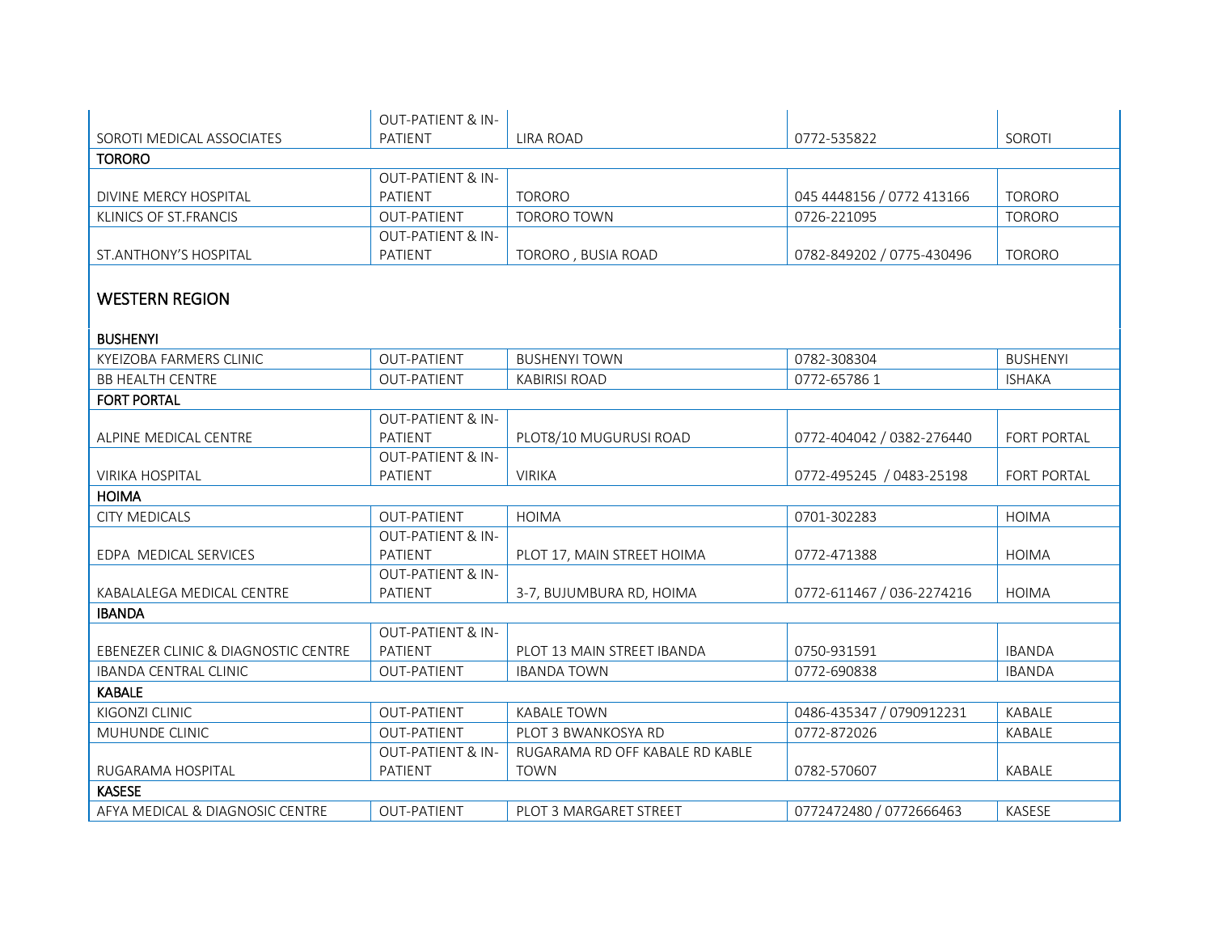| | | | | |
|---|---|---|---|---|
| SOROTI MEDICAL ASSOCIATES | OUT-PATIENT & IN-PATIENT | LIRA ROAD | 0772-535822 | SOROTI |
| **TORORO** | | | | |
| DIVINE MERCY HOSPITAL | OUT-PATIENT & IN-PATIENT | TORORO | 045 4448156 / 0772 413166 | TORORO |
| KLINICS OF ST.FRANCIS | OUT-PATIENT | TORORO TOWN | 0726-221095 | TORORO |
| ST.ANTHONY'S HOSPITAL | OUT-PATIENT & IN-PATIENT | TORORO , BUSIA ROAD | 0782-849202 / 0775-430496 | TORORO |

## WESTERN REGION

| | | | | |
|---|---|---|---|---|
| **BUSHENYI** | | | | |
| KYEIZOBA FARMERS CLINIC | OUT-PATIENT | BUSHENYI TOWN | 0782-308304 | BUSHENYI |
| BB HEALTH CENTRE | OUT-PATIENT | KABIRISI ROAD | 0772-65786 1 | ISHAKA |
| **FORT PORTAL** | | | | |
| ALPINE MEDICAL CENTRE | OUT-PATIENT & IN-PATIENT | PLOT8/10 MUGURUSI ROAD | 0772-404042 / 0382-276440 | FORT PORTAL |
| VIRIKA HOSPITAL | OUT-PATIENT & IN-PATIENT | VIRIKA | 0772-495245 / 0483-25198 | FORT PORTAL |
| **HOIMA** | | | | |
| CITY MEDICALS | OUT-PATIENT | HOIMA | 0701-302283 | HOIMA |
| EDPA MEDICAL SERVICES | OUT-PATIENT & IN-PATIENT | PLOT 17, MAIN STREET HOIMA | 0772-471388 | HOIMA |
| KABALALEGA MEDICAL CENTRE | OUT-PATIENT & IN-PATIENT | 3-7, BUJUMBURA RD, HOIMA | 0772-611467 / 036-2274216 | HOIMA |
| **IBANDA** | | | | |
| EBENEZER CLINIC & DIAGNOSTIC CENTRE | OUT-PATIENT & IN-PATIENT | PLOT 13 MAIN STREET IBANDA | 0750-931591 | IBANDA |
| IBANDA CENTRAL CLINIC | OUT-PATIENT | IBANDA TOWN | 0772-690838 | IBANDA |
| **KABALE** | | | | |
| KIGONZI CLINIC | OUT-PATIENT | KABALE TOWN | 0486-435347 / 0790912231 | KABALE |
| MUHUNDE CLINIC | OUT-PATIENT | PLOT 3 BWANKOSYA RD | 0772-872026 | KABALE |
| RUGARAMA HOSPITAL | OUT-PATIENT & IN-PATIENT | RUGARAMA RD OFF KABALE RD KABLE TOWN | 0782-570607 | KABALE |
| **KASESE** | | | | |
| AFYA MEDICAL & DIAGNOSIC CENTRE | OUT-PATIENT | PLOT 3 MARGARET STREET | 0772472480 / 0772666463 | KASESE |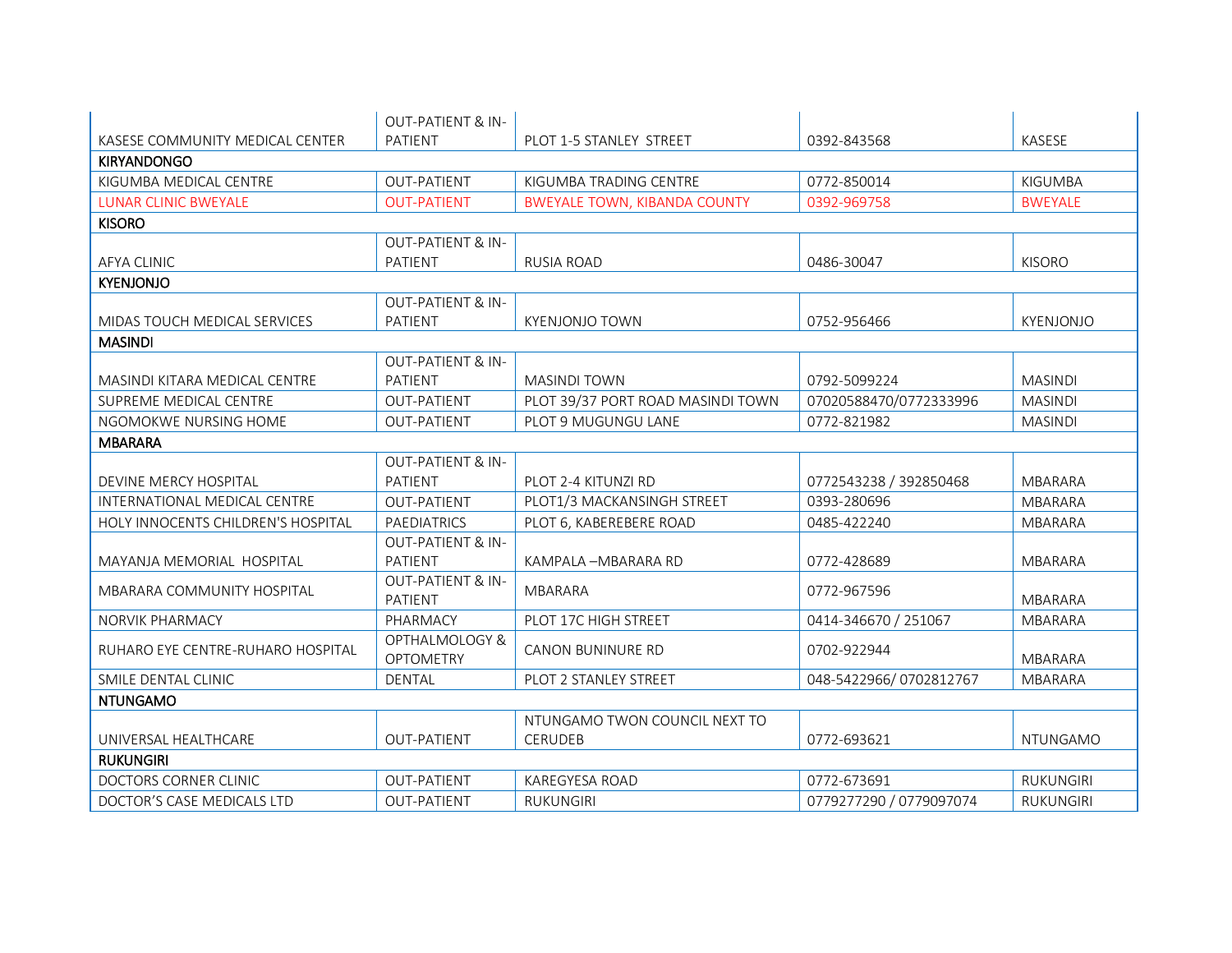| | | | | |
|---|---|---|---|---|
| KASESE COMMUNITY MEDICAL CENTER | OUT-PATIENT & IN-PATIENT | PLOT 1-5 STANLEY STREET | 0392-843568 | KASESE |
| **KIRYANDONGO** | | | | |
| KIGUMBA MEDICAL CENTRE | OUT-PATIENT | KIGUMBA TRADING CENTRE | 0772-850014 | KIGUMBA |
| LUNAR CLINIC BWEYALE | OUT-PATIENT | BWEYALE TOWN, KIBANDA COUNTY | 0392-969758 | BWEYALE |
| **KISORO** | | | | |
| AFYA CLINIC | OUT-PATIENT & IN-PATIENT | RUSIA ROAD | 0486-30047 | KISORO |
| **KYENJONJO** | | | | |
| MIDAS TOUCH MEDICAL SERVICES | OUT-PATIENT & IN-PATIENT | KYENJONJO TOWN | 0752-956466 | KYENJONJO |
| **MASINDI** | | | | |
| MASINDI KITARA MEDICAL CENTRE | OUT-PATIENT & IN-PATIENT | MASINDI TOWN | 0792-5099224 | MASINDI |
| SUPREME MEDICAL CENTRE | OUT-PATIENT | PLOT 39/37 PORT ROAD MASINDI TOWN | 07020588470/0772333996 | MASINDI |
| NGOMOKWE NURSING HOME | OUT-PATIENT | PLOT 9 MUGUNGU LANE | 0772-821982 | MASINDI |
| **MBARARA** | | | | |
| DEVINE MERCY HOSPITAL | OUT-PATIENT & IN-PATIENT | PLOT 2-4 KITUNZI RD | 0772543238 / 392850468 | MBARARA |
| INTERNATIONAL MEDICAL CENTRE | OUT-PATIENT | PLOT1/3 MACKANSINGH STREET | 0393-280696 | MBARARA |
| HOLY INNOCENTS CHILDREN'S HOSPITAL | PAEDIATRICS | PLOT 6, KABEREBERE ROAD | 0485-422240 | MBARARA |
| MAYANJA MEMORIAL HOSPITAL | OUT-PATIENT & IN-PATIENT | KAMPALA –MBARARA RD | 0772-428689 | MBARARA |
| MBARARA COMMUNITY HOSPITAL | OUT-PATIENT & IN-PATIENT | MBARARA | 0772-967596 | MBARARA |
| NORVIK PHARMACY | PHARMACY | PLOT 17C HIGH STREET | 0414-346670 / 251067 | MBARARA |
| RUHARO EYE CENTRE-RUHARO HOSPITAL | OPTHALMOLOGY & OPTOMETRY | CANON BUNINURE RD | 0702-922944 | MBARARA |
| SMILE DENTAL CLINIC | DENTAL | PLOT 2 STANLEY STREET | 048-5422966/ 0702812767 | MBARARA |
| **NTUNGAMO** | | | | |
| UNIVERSAL HEALTHCARE | OUT-PATIENT | NTUNGAMO TWON COUNCIL NEXT TO CERUDEB | 0772-693621 | NTUNGAMO |
| **RUKUNGIRI** | | | | |
| DOCTORS CORNER CLINIC | OUT-PATIENT | KAREGYESA ROAD | 0772-673691 | RUKUNGIRI |
| DOCTOR'S CASE MEDICALS LTD | OUT-PATIENT | RUKUNGIRI | 0779277290 / 0779097074 | RUKUNGIRI |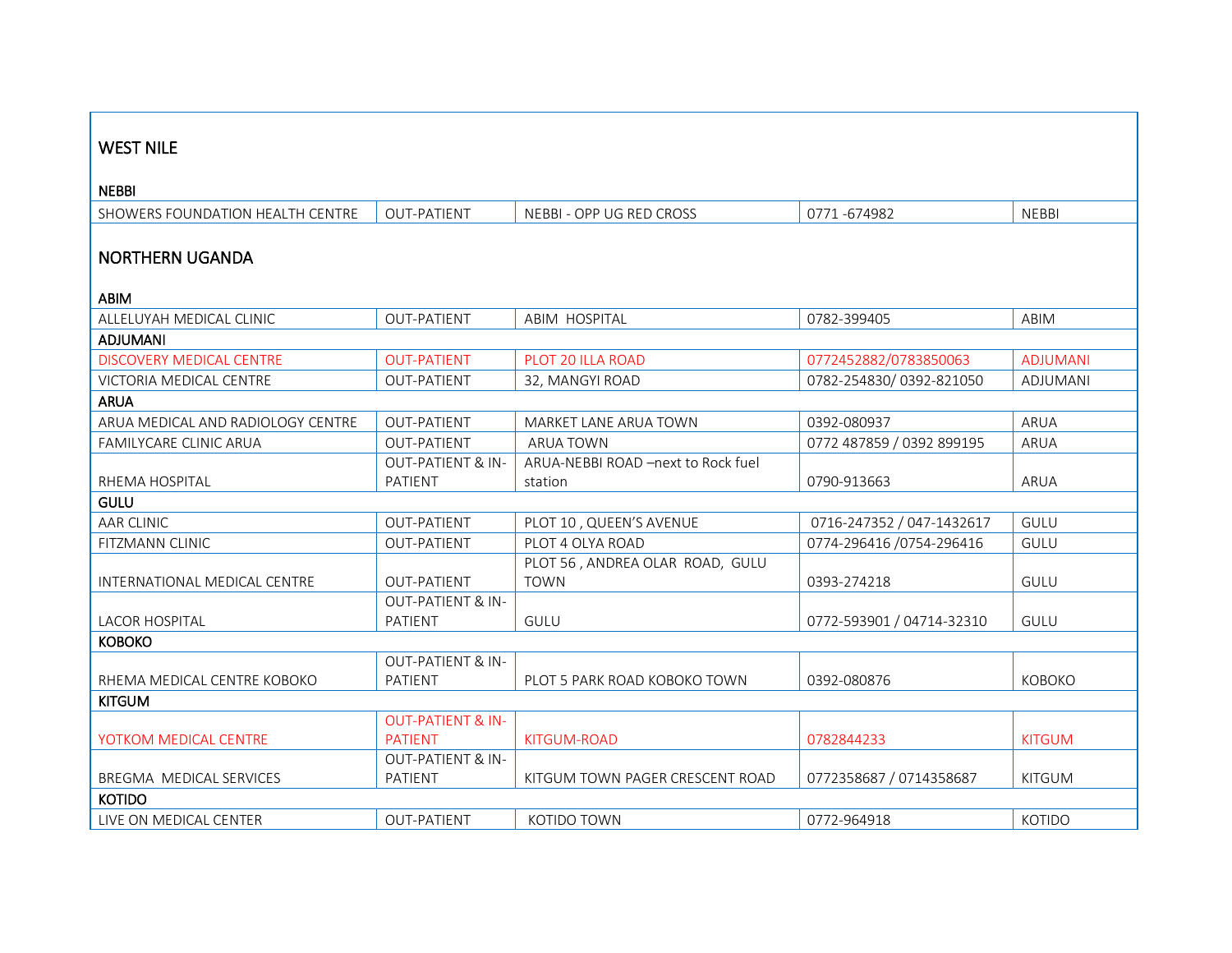## WEST NILE

### NEBBI

| | | | | |
|---|---|---|---|---|
| SHOWERS FOUNDATION HEALTH CENTRE | OUT-PATIENT | NEBBI - OPP UG RED CROSS | 0771 -674982 | NEBBI |

## NORTHERN UGANDA

| | | | | |
|---|---|---|---|---|
| **ABIM** | | | | |
| ALLELUYAH MEDICAL CLINIC | OUT-PATIENT | ABIM HOSPITAL | 0782-399405 | ABIM |
| **ADJUMANI** | | | | |
| DISCOVERY MEDICAL CENTRE | OUT-PATIENT | PLOT 20 ILLA ROAD | 0772452882/0783850063 | ADJUMANI |
| VICTORIA MEDICAL CENTRE | OUT-PATIENT | 32, MANGYI ROAD | 0782-254830/ 0392-821050 | ADJUMANI |
| **ARUA** | | | | |
| ARUA MEDICAL AND RADIOLOGY CENTRE | OUT-PATIENT | MARKET LANE ARUA TOWN | 0392-080937 | ARUA |
| FAMILYCARE CLINIC ARUA | OUT-PATIENT | ARUA TOWN | 0772 487859 / 0392 899195 | ARUA |
| RHEMA HOSPITAL | OUT-PATIENT & IN-PATIENT | ARUA-NEBBI ROAD –next to Rock fuel station | 0790-913663 | ARUA |
| **GULU** | | | | |
| AAR CLINIC | OUT-PATIENT | PLOT 10 , QUEEN'S AVENUE | 0716-247352 / 047-1432617 | GULU |
| FITZMANN CLINIC | OUT-PATIENT | PLOT 4 OLYA ROAD | 0774-296416 /0754-296416 | GULU |
| INTERNATIONAL MEDICAL CENTRE | OUT-PATIENT | PLOT 56 , ANDREA OLAR ROAD, GULU TOWN | 0393-274218 | GULU |
| LACOR HOSPITAL | OUT-PATIENT & IN-PATIENT | GULU | 0772-593901 / 04714-32310 | GULU |
| **KOBOKO** | | | | |
| RHEMA MEDICAL CENTRE KOBOKO | OUT-PATIENT & IN-PATIENT | PLOT 5 PARK ROAD KOBOKO TOWN | 0392-080876 | KOBOKO |
| **KITGUM** | | | | |
| YOTKOM MEDICAL CENTRE | OUT-PATIENT & IN-PATIENT | KITGUM-ROAD | 0782844233 | KITGUM |
| BREGMA MEDICAL SERVICES | OUT-PATIENT & IN-PATIENT | KITGUM TOWN PAGER CRESCENT ROAD | 0772358687 / 0714358687 | KITGUM |
| **KOTIDO** | | | | |
| LIVE ON MEDICAL CENTER | OUT-PATIENT | KOTIDO TOWN | 0772-964918 | KOTIDO |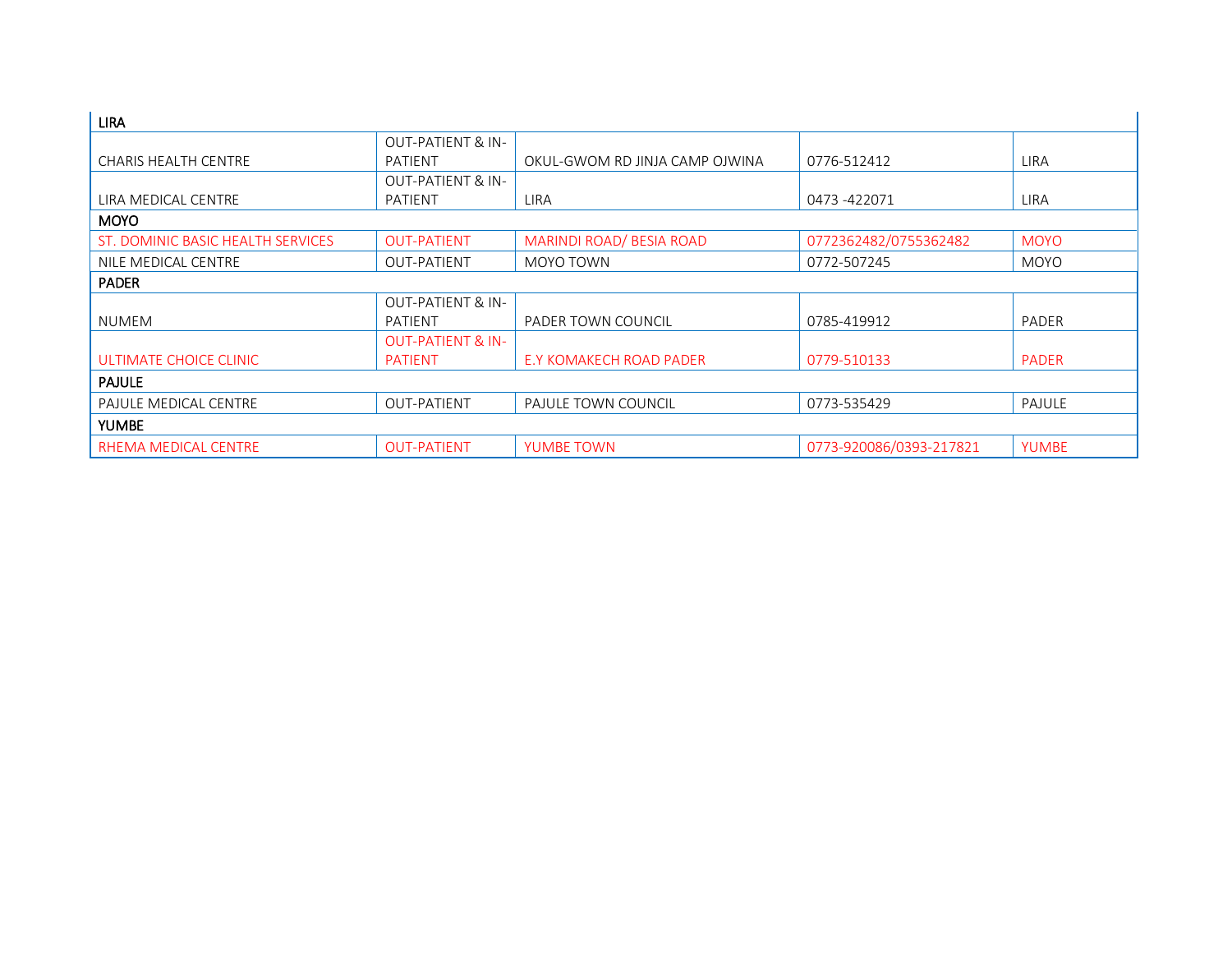| | | | | |
|---|---|---|---|---|
| **LIRA** | | | | |
| CHARIS HEALTH CENTRE | OUT-PATIENT & IN-PATIENT | OKUL-GWOM RD JINJA CAMP OJWINA | 0776-512412 | LIRA |
| LIRA MEDICAL CENTRE | OUT-PATIENT & IN-PATIENT | LIRA | 0473 -422071 | LIRA |
| **MOYO** | | | | |
| ST. DOMINIC BASIC HEALTH SERVICES | OUT-PATIENT | MARINDI ROAD/ BESIA ROAD | 0772362482/0755362482 | MOYO |
| NILE MEDICAL CENTRE | OUT-PATIENT | MOYO TOWN | 0772-507245 | MOYO |
| **PADER** | | | | |
| NUMEM | OUT-PATIENT & IN-PATIENT | PADER TOWN COUNCIL | 0785-419912 | PADER |
| ULTIMATE CHOICE CLINIC | OUT-PATIENT & IN-PATIENT | E.Y KOMAKECH ROAD PADER | 0779-510133 | PADER |
| **PAJULE** | | | | |
| PAJULE MEDICAL CENTRE | OUT-PATIENT | PAJULE TOWN COUNCIL | 0773-535429 | PAJULE |
| **YUMBE** | | | | |
| RHEMA MEDICAL CENTRE | OUT-PATIENT | YUMBE TOWN | 0773-920086/0393-217821 | YUMBE |